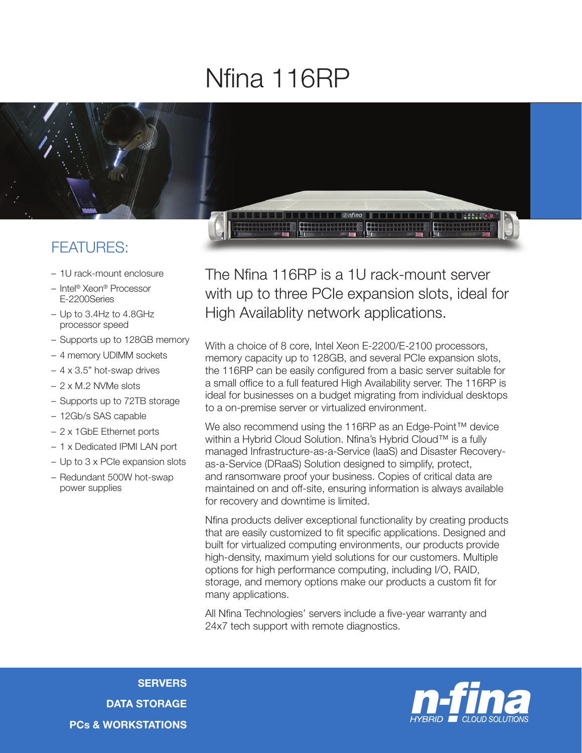# Nfina 116RP

## FEATURES:

- 1U rack-mount enclosure
- Intel® Xeon® Processor E-2200Series
- Up to 3.4Hz to 4.8GHz processor speed
- Supports up to 128GB memory
- 4 memory UDIMM sockets
- 4 x 3.5" hot-swap drives
- 2 x M.2 NVMe slots
- Supports up to 72TB storage
- 12Gb/s SAS capable
- 2 x 1GbE Ethernet ports
- 1 x Dedicated IPMI LAN port
- Up to 3 x PCIe expansion slots
- Redundant 500W hot-swap power supplies

The Nfina 116RP is a 1U rack-mount server with up to three PCIe expansion slots, ideal for High Availablity network applications.

With a choice of 8 core, Intel Xeon E-2200/E-2100 processors, memory capacity up to 128GB, and several PCIe expansion slots, the 116RP can be easily configured from a basic server suitable for a small office to a full featured High Availability server. The 116RP is ideal for businesses on a budget migrating from individual desktops to a on-premise server or virtualized environment.

We also recommend using the 116RP as an Edge-Point™ device within a Hybrid Cloud Solution. Nfina's Hybrid Cloud™ is a fully managed Infrastructure-as-a-Service (IaaS) and Disaster Recovery-as-a-Service (DRaaS) Solution designed to simplify, protect, and ransomware proof your business. Copies of critical data are maintained on and off-site, ensuring information is always available for recovery and downtime is limited.

Nfina products deliver exceptional functionality by creating products that are easily customized to fit specific applications. Designed and built for virtualized computing environments, our products provide high-density, maximum yield solutions for our customers. Multiple options for high performance computing, including I/O, RAID, storage, and memory options make our products a custom fit for many applications.

All Nfina Technologies' servers include a five-year warranty and 24x7 tech support with remote diagnostics.

**SERVERS**

**DATA STORAGE**

**PCs & WORKSTATIONS**

n-fina HYBRID CLOUD SOLUTIONS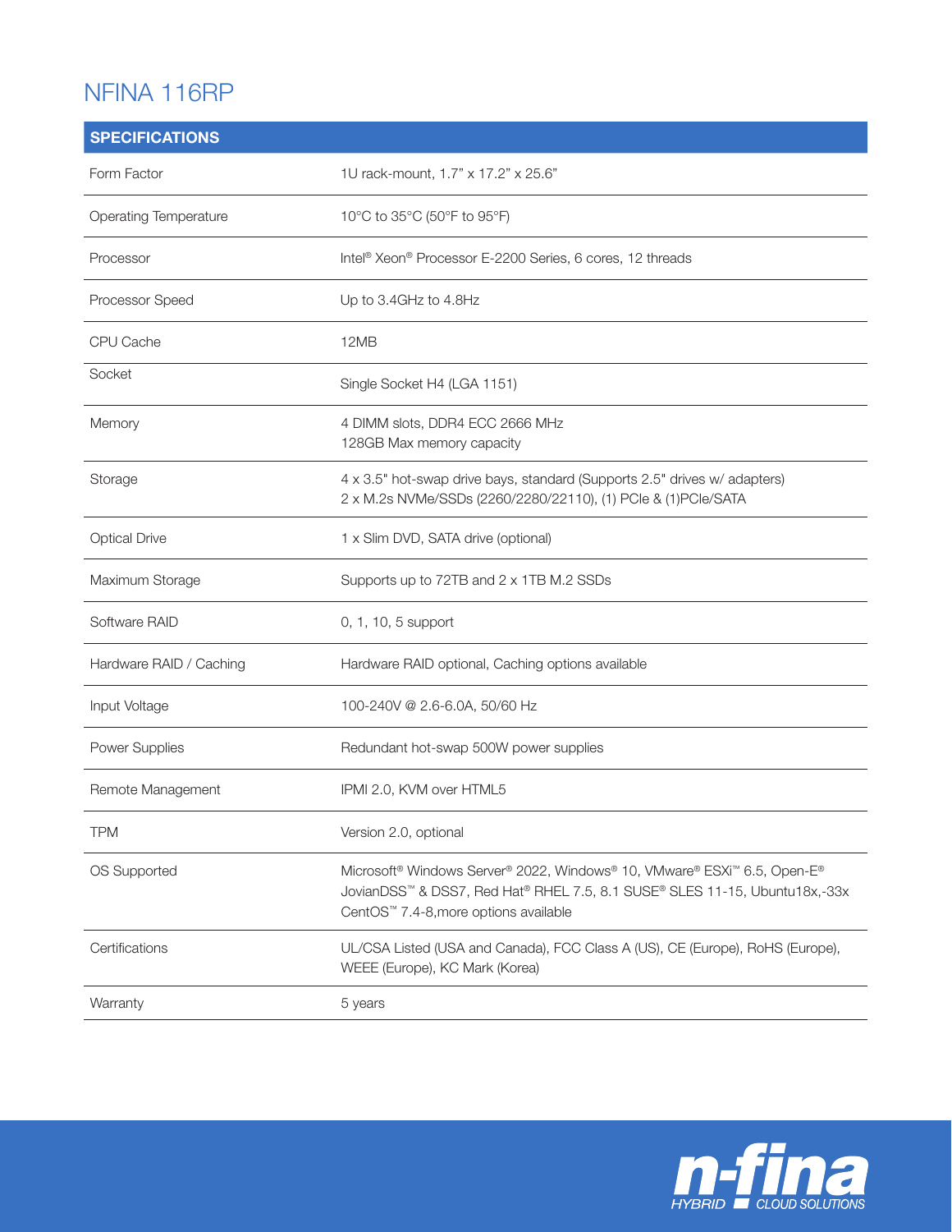# NFINA 116RP

| SPECIFICATIONS | |
|---|---|
| Form Factor | 1U rack-mount, 1.7" x 17.2" x 25.6" |
| Operating Temperature | 10°C to 35°C (50°F to 95°F) |
| Processor | Intel® Xeon® Processor E-2200 Series, 6 cores, 12 threads |
| Processor Speed | Up to 3.4GHz to 4.8Hz |
| CPU Cache | 12MB |
| Socket | Single Socket H4 (LGA 1151) |
| Memory | 4 DIMM slots, DDR4 ECC 2666 MHz<br>128GB Max memory capacity |
| Storage | 4 x 3.5" hot-swap drive bays, standard (Supports 2.5" drives w/ adapters)<br>2 x M.2s NVMe/SSDs (2260/2280/22110), (1) PCIe & (1)PCIe/SATA |
| Optical Drive | 1 x Slim DVD, SATA drive (optional) |
| Maximum Storage | Supports up to 72TB and 2 x 1TB M.2 SSDs |
| Software RAID | 0, 1, 10, 5 support |
| Hardware RAID / Caching | Hardware RAID optional, Caching options available |
| Input Voltage | 100-240V @ 2.6-6.0A, 50/60 Hz |
| Power Supplies | Redundant hot-swap 500W power supplies |
| Remote Management | IPMI 2.0, KVM over HTML5 |
| TPM | Version 2.0, optional |
| OS Supported | Microsoft® Windows Server® 2022, Windows® 10, VMware® ESXi™ 6.5, Open-E® JovianDSS™ & DSS7, Red Hat® RHEL 7.5, 8.1 SUSE® SLES 11-15, Ubuntu18x,-33x CentOS™ 7.4-8,more options available |
| Certifications | UL/CSA Listed (USA and Canada), FCC Class A (US), CE (Europe), RoHS (Europe), WEEE (Europe), KC Mark (Korea) |
| Warranty | 5 years |

n-fina HYBRID CLOUD SOLUTIONS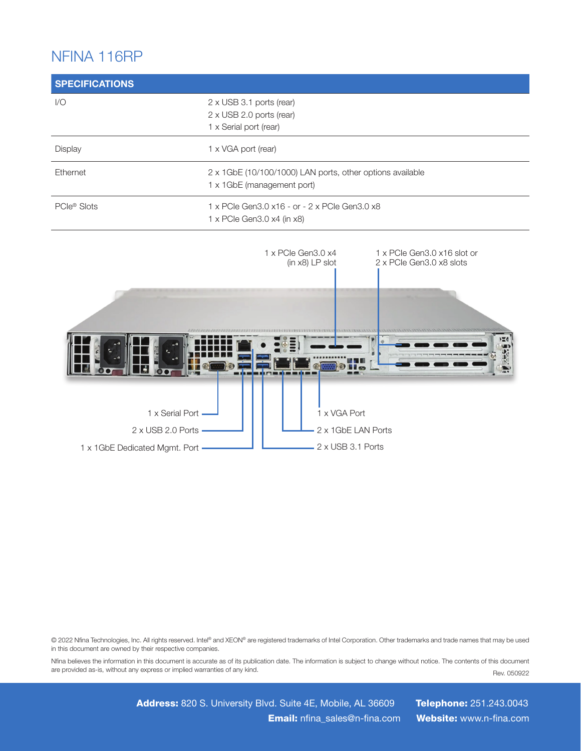# NFINA 116RP

| SPECIFICATIONS | |
|---|---|
| I/O | 2 x USB 3.1 ports (rear)<br>2 x USB 2.0 ports (rear)<br>1 x Serial port (rear) |
| Display | 1 x VGA port (rear) |
| Ethernet | 2 x 1GbE (10/100/1000) LAN ports, other options available<br>1 x 1GbE (management port) |
| PCIe® Slots | 1 x PCIe Gen3.0 x16 - or - 2 x PCIe Gen3.0 x8<br>1 x PCIe Gen3.0 x4 (in x8) |

1 x PCIe Gen3.0 x4 (in x8) LP slot

1 x PCIe Gen3.0 x16 slot or 2 x PCIe Gen3.0 x8 slots

1 x Serial Port

2 x USB 2.0 Ports

1 x 1GbE Dedicated Mgmt. Port

1 x VGA Port

2 x 1GbE LAN Ports

2 x USB 3.1 Ports

© 2022 Nfina Technologies, Inc. All rights reserved. Intel® and XEON® are registered trademarks of Intel Corporation. Other trademarks and trade names that may be used in this document are owned by their respective companies.

Nfina believes the information in this document is accurate as of its publication date. The information is subject to change without notice. The contents of this document are provided as-is, without any express or implied warranties of any kind.

Rev. 050922

**Address:** 820 S. University Blvd. Suite 4E, Mobile, AL 36609 **Telephone:** 251.243.0043
**Email:** nfina_sales@n-fina.com **Website:** www.n-fina.com